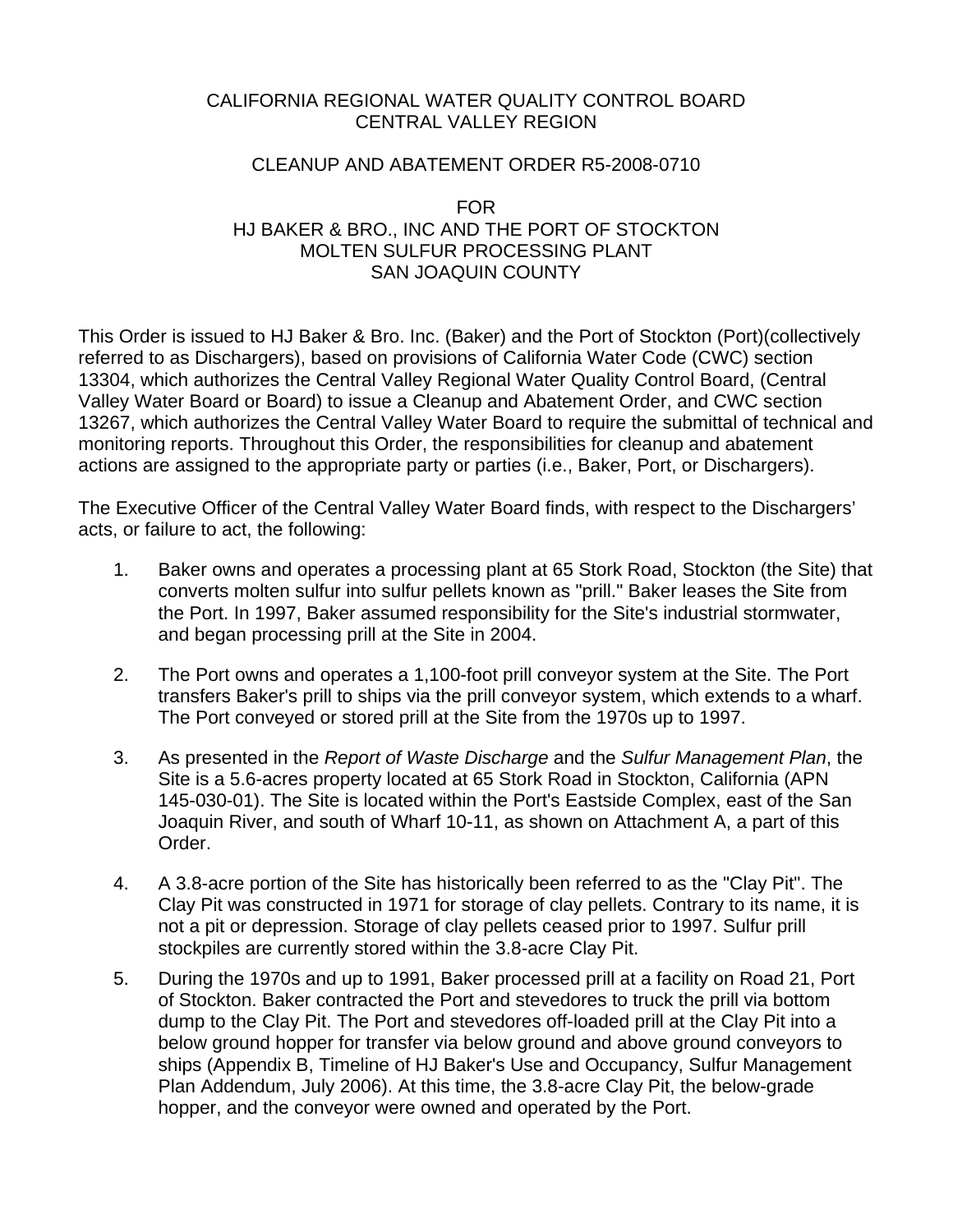# CALIFORNIA REGIONAL WATER QUALITY CONTROL BOARD
# CENTRAL VALLEY REGION

## CLEANUP AND ABATEMENT ORDER R5-2008-0710

## FOR
## HJ BAKER & BRO., INC AND THE PORT OF STOCKTON
## MOLTEN SULFUR PROCESSING PLANT
## SAN JOAQUIN COUNTY

This Order is issued to HJ Baker & Bro. Inc. (Baker) and the Port of Stockton (Port)(collectively referred to as Dischargers), based on provisions of California Water Code (CWC) section 13304, which authorizes the Central Valley Regional Water Quality Control Board, (Central Valley Water Board or Board) to issue a Cleanup and Abatement Order, and CWC section 13267, which authorizes the Central Valley Water Board to require the submittal of technical and monitoring reports. Throughout this Order, the responsibilities for cleanup and abatement actions are assigned to the appropriate party or parties (i.e., Baker, Port, or Dischargers).

The Executive Officer of the Central Valley Water Board finds, with respect to the Dischargers' acts, or failure to act, the following:

1. Baker owns and operates a processing plant at 65 Stork Road, Stockton (the Site) that converts molten sulfur into sulfur pellets known as "prill." Baker leases the Site from the Port. In 1997, Baker assumed responsibility for the Site's industrial stormwater, and began processing prill at the Site in 2004.

2. The Port owns and operates a 1,100-foot prill conveyor system at the Site. The Port transfers Baker's prill to ships via the prill conveyor system, which extends to a wharf. The Port conveyed or stored prill at the Site from the 1970s up to 1997.

3. As presented in the *Report of Waste Discharge* and the *Sulfur Management Plan*, the Site is a 5.6-acres property located at 65 Stork Road in Stockton, California (APN 145-030-01). The Site is located within the Port's Eastside Complex, east of the San Joaquin River, and south of Wharf 10-11, as shown on Attachment A, a part of this Order.

4. A 3.8-acre portion of the Site has historically been referred to as the "Clay Pit". The Clay Pit was constructed in 1971 for storage of clay pellets. Contrary to its name, it is not a pit or depression. Storage of clay pellets ceased prior to 1997. Sulfur prill stockpiles are currently stored within the 3.8-acre Clay Pit.

5. During the 1970s and up to 1991, Baker processed prill at a facility on Road 21, Port of Stockton. Baker contracted the Port and stevedores to truck the prill via bottom dump to the Clay Pit. The Port and stevedores off-loaded prill at the Clay Pit into a below ground hopper for transfer via below ground and above ground conveyors to ships (Appendix B, Timeline of HJ Baker's Use and Occupancy, Sulfur Management Plan Addendum, July 2006). At this time, the 3.8-acre Clay Pit, the below-grade hopper, and the conveyor were owned and operated by the Port.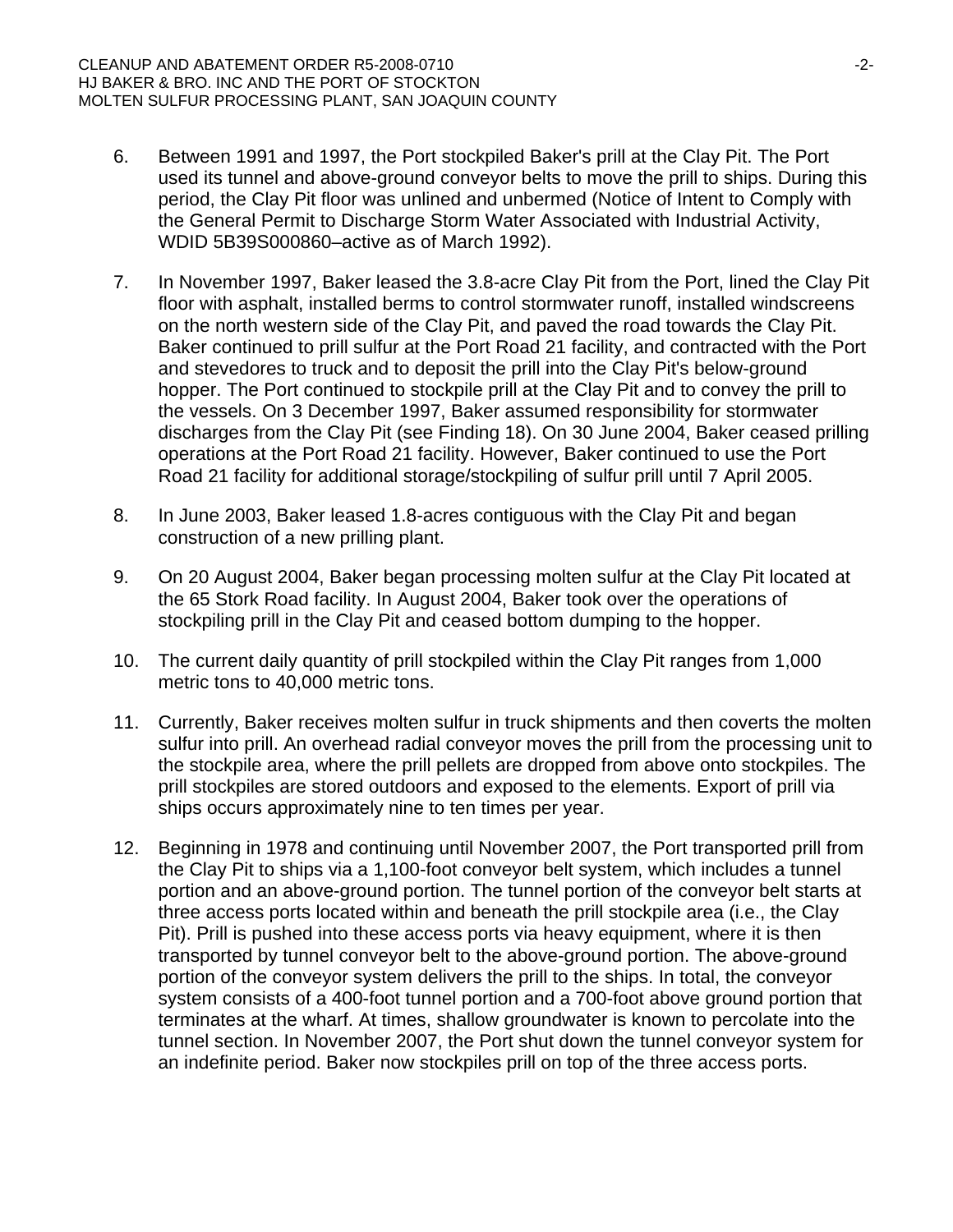6. Between 1991 and 1997, the Port stockpiled Baker's prill at the Clay Pit. The Port used its tunnel and above-ground conveyor belts to move the prill to ships. During this period, the Clay Pit floor was unlined and unbermed (Notice of Intent to Comply with the General Permit to Discharge Storm Water Associated with Industrial Activity, WDID 5B39S000860–active as of March 1992).

7. In November 1997, Baker leased the 3.8-acre Clay Pit from the Port, lined the Clay Pit floor with asphalt, installed berms to control stormwater runoff, installed windscreens on the north western side of the Clay Pit, and paved the road towards the Clay Pit. Baker continued to prill sulfur at the Port Road 21 facility, and contracted with the Port and stevedores to truck and to deposit the prill into the Clay Pit's below-ground hopper. The Port continued to stockpile prill at the Clay Pit and to convey the prill to the vessels. On 3 December 1997, Baker assumed responsibility for stormwater discharges from the Clay Pit (see Finding 18). On 30 June 2004, Baker ceased prilling operations at the Port Road 21 facility. However, Baker continued to use the Port Road 21 facility for additional storage/stockpiling of sulfur prill until 7 April 2005.

8. In June 2003, Baker leased 1.8-acres contiguous with the Clay Pit and began construction of a new prilling plant.

9. On 20 August 2004, Baker began processing molten sulfur at the Clay Pit located at the 65 Stork Road facility. In August 2004, Baker took over the operations of stockpiling prill in the Clay Pit and ceased bottom dumping to the hopper.

10. The current daily quantity of prill stockpiled within the Clay Pit ranges from 1,000 metric tons to 40,000 metric tons.

11. Currently, Baker receives molten sulfur in truck shipments and then coverts the molten sulfur into prill. An overhead radial conveyor moves the prill from the processing unit to the stockpile area, where the prill pellets are dropped from above onto stockpiles. The prill stockpiles are stored outdoors and exposed to the elements. Export of prill via ships occurs approximately nine to ten times per year.

12. Beginning in 1978 and continuing until November 2007, the Port transported prill from the Clay Pit to ships via a 1,100-foot conveyor belt system, which includes a tunnel portion and an above-ground portion. The tunnel portion of the conveyor belt starts at three access ports located within and beneath the prill stockpile area (i.e., the Clay Pit). Prill is pushed into these access ports via heavy equipment, where it is then transported by tunnel conveyor belt to the above-ground portion. The above-ground portion of the conveyor system delivers the prill to the ships. In total, the conveyor system consists of a 400-foot tunnel portion and a 700-foot above ground portion that terminates at the wharf. At times, shallow groundwater is known to percolate into the tunnel section. In November 2007, the Port shut down the tunnel conveyor system for an indefinite period. Baker now stockpiles prill on top of the three access ports.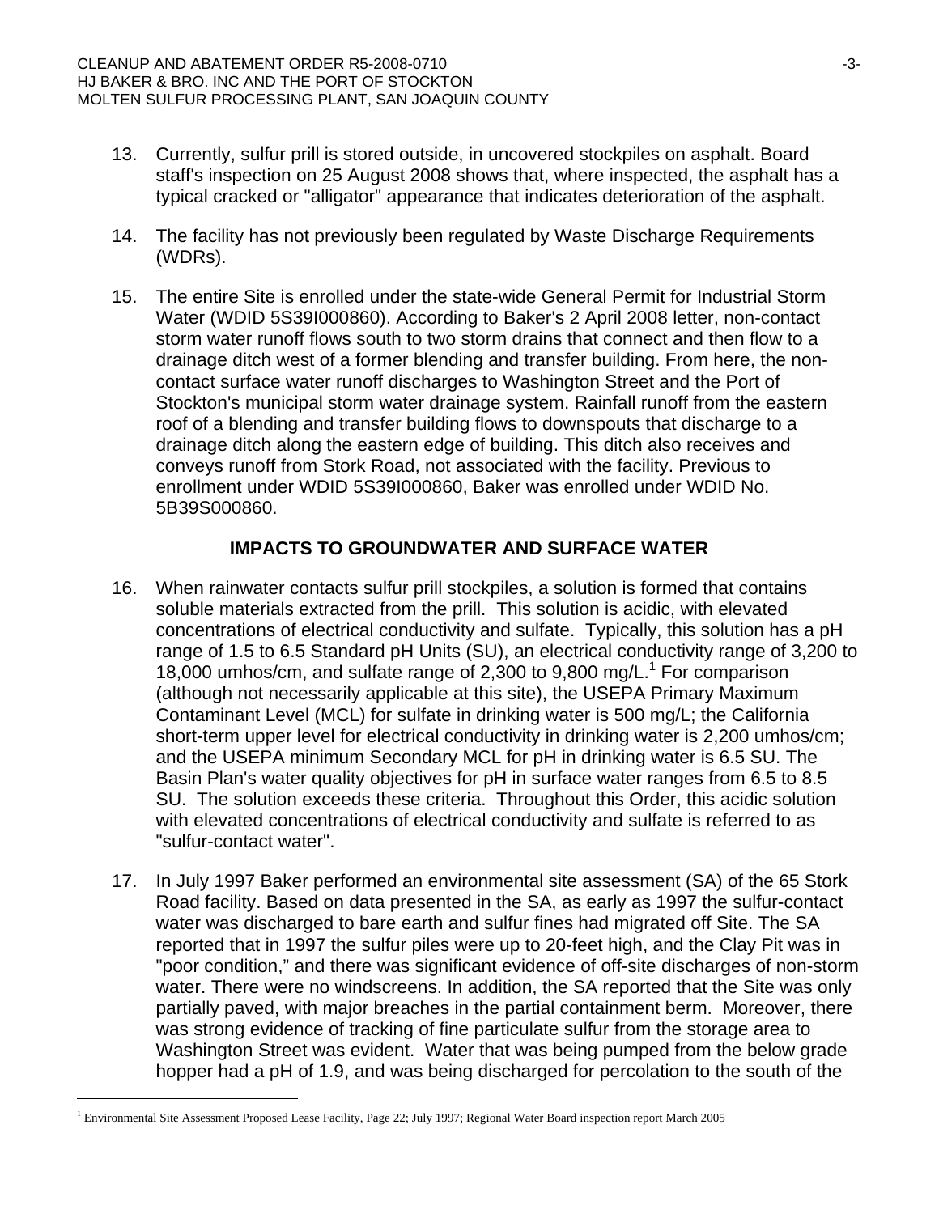13. Currently, sulfur prill is stored outside, in uncovered stockpiles on asphalt. Board staff's inspection on 25 August 2008 shows that, where inspected, the asphalt has a typical cracked or "alligator" appearance that indicates deterioration of the asphalt.

14. The facility has not previously been regulated by Waste Discharge Requirements (WDRs).

15. The entire Site is enrolled under the state-wide General Permit for Industrial Storm Water (WDID 5S39I000860). According to Baker's 2 April 2008 letter, non-contact storm water runoff flows south to two storm drains that connect and then flow to a drainage ditch west of a former blending and transfer building. From here, the non-contact surface water runoff discharges to Washington Street and the Port of Stockton's municipal storm water drainage system. Rainfall runoff from the eastern roof of a blending and transfer building flows to downspouts that discharge to a drainage ditch along the eastern edge of building. This ditch also receives and conveys runoff from Stork Road, not associated with the facility. Previous to enrollment under WDID 5S39I000860, Baker was enrolled under WDID No. 5B39S000860.

## IMPACTS TO GROUNDWATER AND SURFACE WATER

16. When rainwater contacts sulfur prill stockpiles, a solution is formed that contains soluble materials extracted from the prill. This solution is acidic, with elevated concentrations of electrical conductivity and sulfate. Typically, this solution has a pH range of 1.5 to 6.5 Standard pH Units (SU), an electrical conductivity range of 3,200 to 18,000 umhos/cm, and sulfate range of 2,300 to 9,800 mg/L.[1] For comparison (although not necessarily applicable at this site), the USEPA Primary Maximum Contaminant Level (MCL) for sulfate in drinking water is 500 mg/L; the California short-term upper level for electrical conductivity in drinking water is 2,200 umhos/cm; and the USEPA minimum Secondary MCL for pH in drinking water is 6.5 SU. The Basin Plan's water quality objectives for pH in surface water ranges from 6.5 to 8.5 SU. The solution exceeds these criteria. Throughout this Order, this acidic solution with elevated concentrations of electrical conductivity and sulfate is referred to as "sulfur-contact water".

17. In July 1997 Baker performed an environmental site assessment (SA) of the 65 Stork Road facility. Based on data presented in the SA, as early as 1997 the sulfur-contact water was discharged to bare earth and sulfur fines had migrated off Site. The SA reported that in 1997 the sulfur piles were up to 20-feet high, and the Clay Pit was in "poor condition," and there was significant evidence of off-site discharges of non-storm water. There were no windscreens. In addition, the SA reported that the Site was only partially paved, with major breaches in the partial containment berm. Moreover, there was strong evidence of tracking of fine particulate sulfur from the storage area to Washington Street was evident. Water that was being pumped from the below grade hopper had a pH of 1.9, and was being discharged for percolation to the south of the

---

[1] Environmental Site Assessment Proposed Lease Facility, Page 22; July 1997; Regional Water Board inspection report March 2005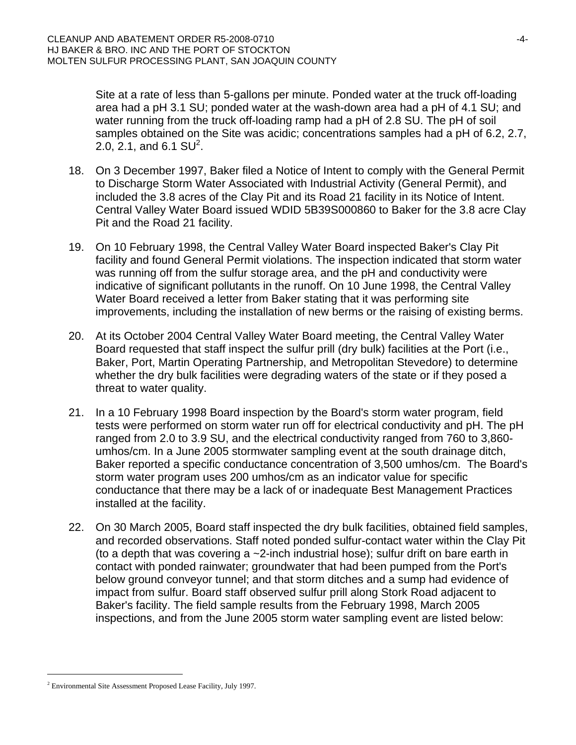Site at a rate of less than 5-gallons per minute. Ponded water at the truck off-loading area had a pH 3.1 SU; ponded water at the wash-down area had a pH of 4.1 SU; and water running from the truck off-loading ramp had a pH of 2.8 SU. The pH of soil samples obtained on the Site was acidic; concentrations samples had a pH of 6.2, 2.7, 2.0, 2.1, and 6.1 SU[2].

18. On 3 December 1997, Baker filed a Notice of Intent to comply with the General Permit to Discharge Storm Water Associated with Industrial Activity (General Permit), and included the 3.8 acres of the Clay Pit and its Road 21 facility in its Notice of Intent. Central Valley Water Board issued WDID 5B39S000860 to Baker for the 3.8 acre Clay Pit and the Road 21 facility.

19. On 10 February 1998, the Central Valley Water Board inspected Baker's Clay Pit facility and found General Permit violations. The inspection indicated that storm water was running off from the sulfur storage area, and the pH and conductivity were indicative of significant pollutants in the runoff. On 10 June 1998, the Central Valley Water Board received a letter from Baker stating that it was performing site improvements, including the installation of new berms or the raising of existing berms.

20. At its October 2004 Central Valley Water Board meeting, the Central Valley Water Board requested that staff inspect the sulfur prill (dry bulk) facilities at the Port (i.e., Baker, Port, Martin Operating Partnership, and Metropolitan Stevedore) to determine whether the dry bulk facilities were degrading waters of the state or if they posed a threat to water quality.

21. In a 10 February 1998 Board inspection by the Board's storm water program, field tests were performed on storm water run off for electrical conductivity and pH. The pH ranged from 2.0 to 3.9 SU, and the electrical conductivity ranged from 760 to 3,860-umhos/cm. In a June 2005 stormwater sampling event at the south drainage ditch, Baker reported a specific conductance concentration of 3,500 umhos/cm. The Board's storm water program uses 200 umhos/cm as an indicator value for specific conductance that there may be a lack of or inadequate Best Management Practices installed at the facility.

22. On 30 March 2005, Board staff inspected the dry bulk facilities, obtained field samples, and recorded observations. Staff noted ponded sulfur-contact water within the Clay Pit (to a depth that was covering a ~2-inch industrial hose); sulfur drift on bare earth in contact with ponded rainwater; groundwater that had been pumped from the Port's below ground conveyor tunnel; and that storm ditches and a sump had evidence of impact from sulfur. Board staff observed sulfur prill along Stork Road adjacent to Baker's facility. The field sample results from the February 1998, March 2005 inspections, and from the June 2005 storm water sampling event are listed below:

[2] Environmental Site Assessment Proposed Lease Facility, July 1997.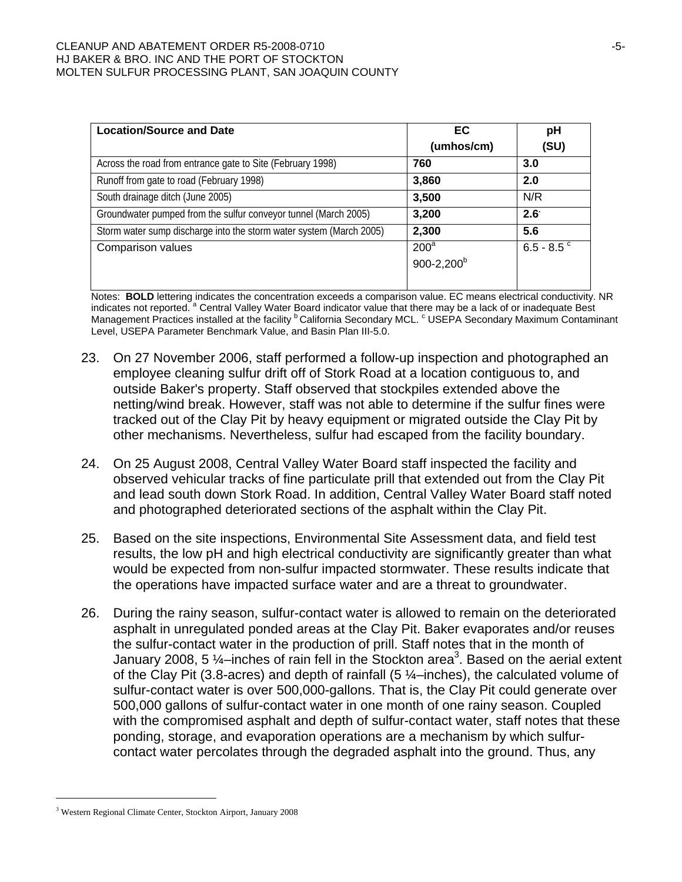| Location/Source and Date | EC (umhos/cm) | pH (SU) |
|---|---|---|
| Across the road from entrance gate to Site (February 1998) | **760** | **3.0** |
| Runoff from gate to road (February 1998) | **3,860** | **2.0** |
| South drainage ditch (June 2005) | **3,500** | N/R |
| Groundwater pumped from the sulfur conveyor tunnel (March 2005) | **3,200** | **2.6** |
| Storm water sump discharge into the storm water system (March 2005) | **2,300** | **5.6** |
| Comparison values | 200[a] 900-2,200[b] | 6.5 - 8.5 [c] |

Notes: **BOLD** lettering indicates the concentration exceeds a comparison value. EC means electrical conductivity. NR indicates not reported. [a] Central Valley Water Board indicator value that there may be a lack of or inadequate Best Management Practices installed at the facility [b] California Secondary MCL. [c] USEPA Secondary Maximum Contaminant Level, USEPA Parameter Benchmark Value, and Basin Plan III-5.0.

23. On 27 November 2006, staff performed a follow-up inspection and photographed an employee cleaning sulfur drift off of Stork Road at a location contiguous to, and outside Baker's property. Staff observed that stockpiles extended above the netting/wind break. However, staff was not able to determine if the sulfur fines were tracked out of the Clay Pit by heavy equipment or migrated outside the Clay Pit by other mechanisms. Nevertheless, sulfur had escaped from the facility boundary.

24. On 25 August 2008, Central Valley Water Board staff inspected the facility and observed vehicular tracks of fine particulate prill that extended out from the Clay Pit and lead south down Stork Road. In addition, Central Valley Water Board staff noted and photographed deteriorated sections of the asphalt within the Clay Pit.

25. Based on the site inspections, Environmental Site Assessment data, and field test results, the low pH and high electrical conductivity are significantly greater than what would be expected from non-sulfur impacted stormwater. These results indicate that the operations have impacted surface water and are a threat to groundwater.

26. During the rainy season, sulfur-contact water is allowed to remain on the deteriorated asphalt in unregulated ponded areas at the Clay Pit. Baker evaporates and/or reuses the sulfur-contact water in the production of prill. Staff notes that in the month of January 2008, 5 ¼–inches of rain fell in the Stockton area[3]. Based on the aerial extent of the Clay Pit (3.8-acres) and depth of rainfall (5 ¼–inches), the calculated volume of sulfur-contact water is over 500,000-gallons. That is, the Clay Pit could generate over 500,000 gallons of sulfur-contact water in one month of one rainy season. Coupled with the compromised asphalt and depth of sulfur-contact water, staff notes that these ponding, storage, and evaporation operations are a mechanism by which sulfur-contact water percolates through the degraded asphalt into the ground. Thus, any

[3] Western Regional Climate Center, Stockton Airport, January 2008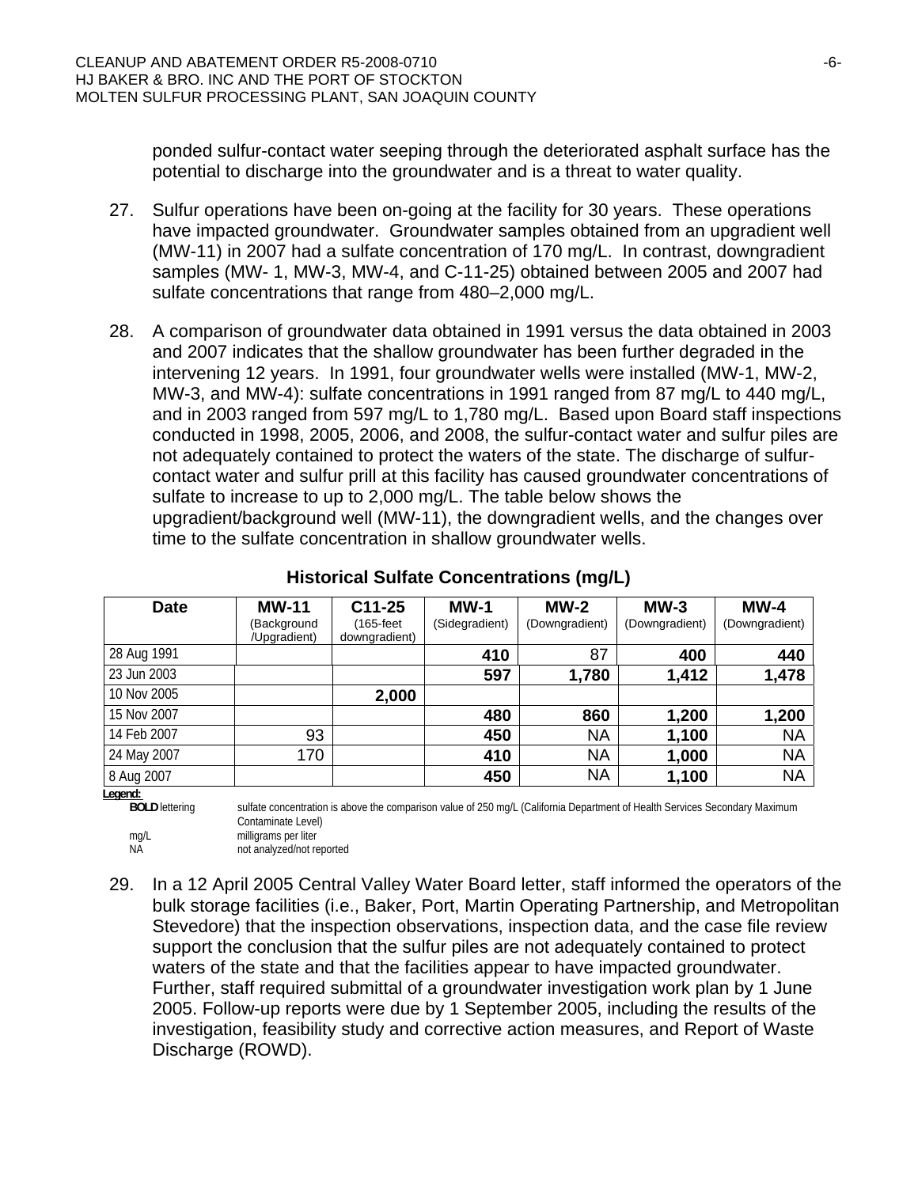ponded sulfur-contact water seeping through the deteriorated asphalt surface has the potential to discharge into the groundwater and is a threat to water quality.

27. Sulfur operations have been on-going at the facility for 30 years. These operations have impacted groundwater. Groundwater samples obtained from an upgradient well (MW-11) in 2007 had a sulfate concentration of 170 mg/L. In contrast, downgradient samples (MW- 1, MW-3, MW-4, and C-11-25) obtained between 2005 and 2007 had sulfate concentrations that range from 480–2,000 mg/L.

28. A comparison of groundwater data obtained in 1991 versus the data obtained in 2003 and 2007 indicates that the shallow groundwater has been further degraded in the intervening 12 years. In 1991, four groundwater wells were installed (MW-1, MW-2, MW-3, and MW-4): sulfate concentrations in 1991 ranged from 87 mg/L to 440 mg/L, and in 2003 ranged from 597 mg/L to 1,780 mg/L. Based upon Board staff inspections conducted in 1998, 2005, 2006, and 2008, the sulfur-contact water and sulfur piles are not adequately contained to protect the waters of the state. The discharge of sulfur-contact water and sulfur prill at this facility has caused groundwater concentrations of sulfate to increase to up to 2,000 mg/L. The table below shows the upgradient/background well (MW-11), the downgradient wells, and the changes over time to the sulfate concentration in shallow groundwater wells.

**Historical Sulfate Concentrations (mg/L)**

| Date | MW-11 (Background /Upgradient) | C11-25 (165-feet downgradient) | MW-1 (Sidegradient) | MW-2 (Downgradient) | MW-3 (Downgradient) | MW-4 (Downgradient) |
|---|---|---|---|---|---|---|
| 28 Aug 1991 | | | **410** | 87 | **400** | **440** |
| 23 Jun 2003 | | | **597** | **1,780** | **1,412** | **1,478** |
| 10 Nov 2005 | | **2,000** | | | | |
| 15 Nov 2007 | | | **480** | **860** | **1,200** | **1,200** |
| 14 Feb 2007 | 93 | | **450** | NA | **1,100** | NA |
| 24 May 2007 | 170 | | **410** | NA | **1,000** | NA |
| 8 Aug 2007 | | | **450** | NA | **1,100** | NA |

**Legend:**

**BOLD** lettering — sulfate concentration is above the comparison value of 250 mg/L (California Department of Health Services Secondary Maximum Contaminate Level)

mg/L — milligrams per liter

NA — not analyzed/not reported

29. In a 12 April 2005 Central Valley Water Board letter, staff informed the operators of the bulk storage facilities (i.e., Baker, Port, Martin Operating Partnership, and Metropolitan Stevedore) that the inspection observations, inspection data, and the case file review support the conclusion that the sulfur piles are not adequately contained to protect waters of the state and that the facilities appear to have impacted groundwater. Further, staff required submittal of a groundwater investigation work plan by 1 June 2005. Follow-up reports were due by 1 September 2005, including the results of the investigation, feasibility study and corrective action measures, and Report of Waste Discharge (ROWD).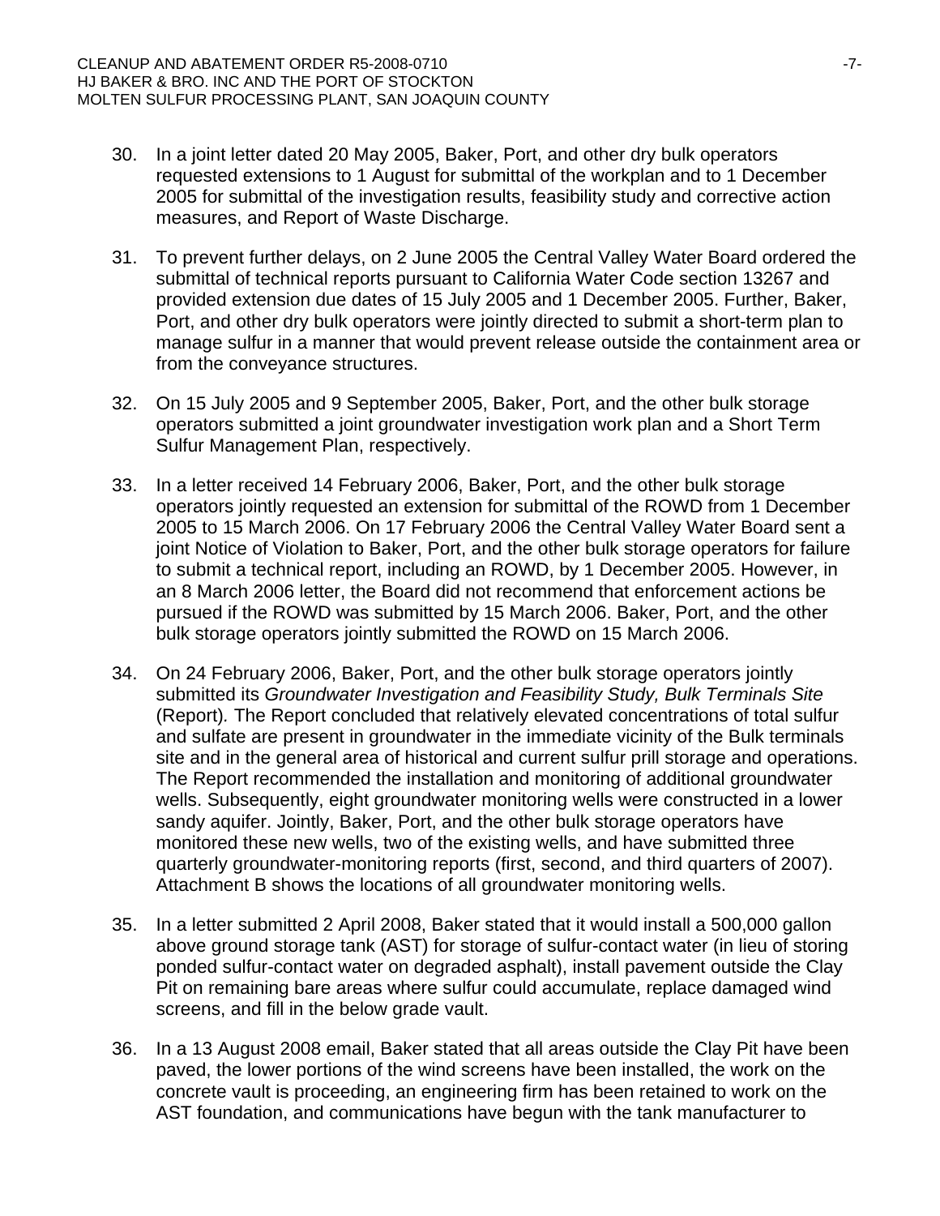30. In a joint letter dated 20 May 2005, Baker, Port, and other dry bulk operators requested extensions to 1 August for submittal of the workplan and to 1 December 2005 for submittal of the investigation results, feasibility study and corrective action measures, and Report of Waste Discharge.

31. To prevent further delays, on 2 June 2005 the Central Valley Water Board ordered the submittal of technical reports pursuant to California Water Code section 13267 and provided extension due dates of 15 July 2005 and 1 December 2005. Further, Baker, Port, and other dry bulk operators were jointly directed to submit a short-term plan to manage sulfur in a manner that would prevent release outside the containment area or from the conveyance structures.

32. On 15 July 2005 and 9 September 2005, Baker, Port, and the other bulk storage operators submitted a joint groundwater investigation work plan and a Short Term Sulfur Management Plan, respectively.

33. In a letter received 14 February 2006, Baker, Port, and the other bulk storage operators jointly requested an extension for submittal of the ROWD from 1 December 2005 to 15 March 2006. On 17 February 2006 the Central Valley Water Board sent a joint Notice of Violation to Baker, Port, and the other bulk storage operators for failure to submit a technical report, including an ROWD, by 1 December 2005. However, in an 8 March 2006 letter, the Board did not recommend that enforcement actions be pursued if the ROWD was submitted by 15 March 2006. Baker, Port, and the other bulk storage operators jointly submitted the ROWD on 15 March 2006.

34. On 24 February 2006, Baker, Port, and the other bulk storage operators jointly submitted its *Groundwater Investigation and Feasibility Study, Bulk Terminals Site* (Report). The Report concluded that relatively elevated concentrations of total sulfur and sulfate are present in groundwater in the immediate vicinity of the Bulk terminals site and in the general area of historical and current sulfur prill storage and operations. The Report recommended the installation and monitoring of additional groundwater wells. Subsequently, eight groundwater monitoring wells were constructed in a lower sandy aquifer. Jointly, Baker, Port, and the other bulk storage operators have monitored these new wells, two of the existing wells, and have submitted three quarterly groundwater-monitoring reports (first, second, and third quarters of 2007). Attachment B shows the locations of all groundwater monitoring wells.

35. In a letter submitted 2 April 2008, Baker stated that it would install a 500,000 gallon above ground storage tank (AST) for storage of sulfur-contact water (in lieu of storing ponded sulfur-contact water on degraded asphalt), install pavement outside the Clay Pit on remaining bare areas where sulfur could accumulate, replace damaged wind screens, and fill in the below grade vault.

36. In a 13 August 2008 email, Baker stated that all areas outside the Clay Pit have been paved, the lower portions of the wind screens have been installed, the work on the concrete vault is proceeding, an engineering firm has been retained to work on the AST foundation, and communications have begun with the tank manufacturer to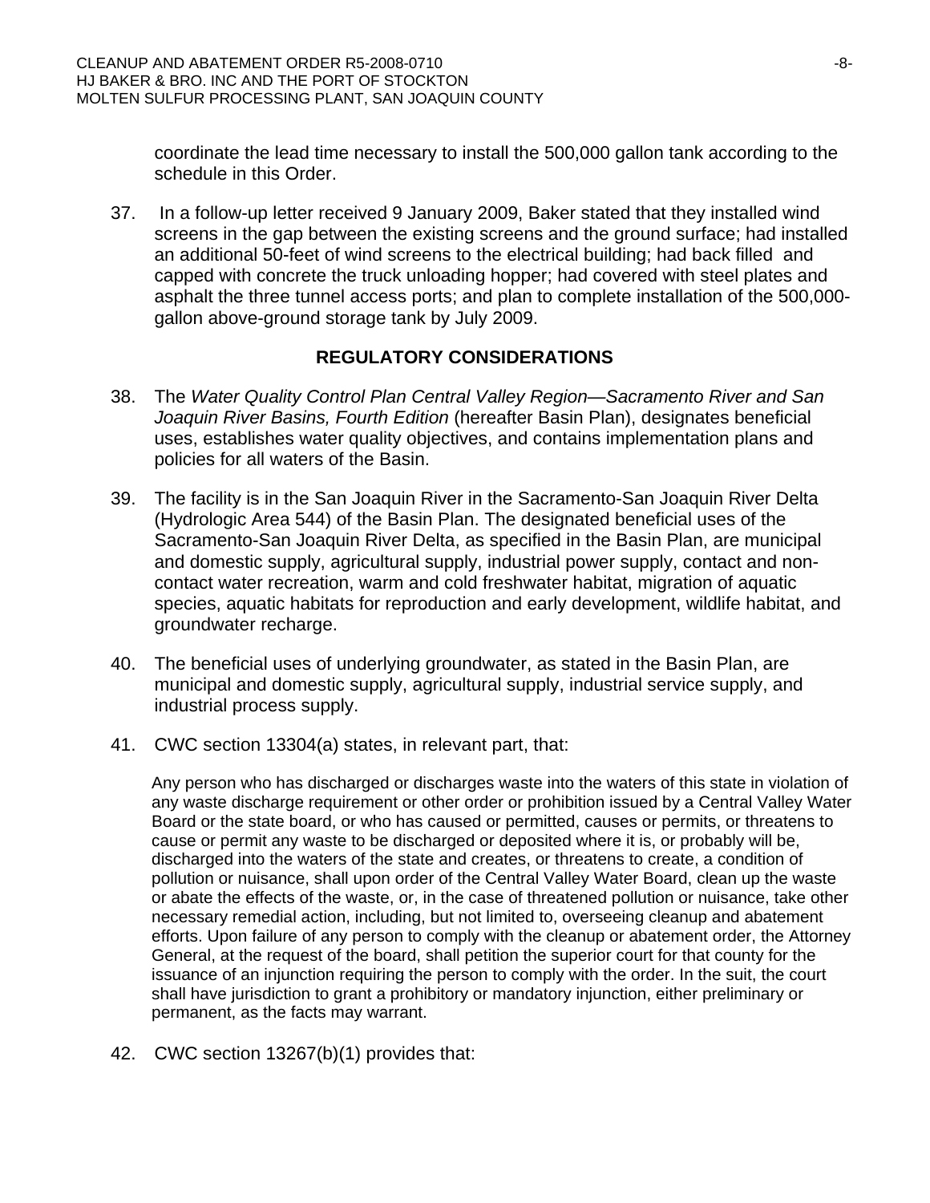coordinate the lead time necessary to install the 500,000 gallon tank according to the schedule in this Order.

37. In a follow-up letter received 9 January 2009, Baker stated that they installed wind screens in the gap between the existing screens and the ground surface; had installed an additional 50-feet of wind screens to the electrical building; had back filled and capped with concrete the truck unloading hopper; had covered with steel plates and asphalt the three tunnel access ports; and plan to complete installation of the 500,000-gallon above-ground storage tank by July 2009.

## REGULATORY CONSIDERATIONS

38. The *Water Quality Control Plan Central Valley Region—Sacramento River and San Joaquin River Basins, Fourth Edition* (hereafter Basin Plan), designates beneficial uses, establishes water quality objectives, and contains implementation plans and policies for all waters of the Basin.

39. The facility is in the San Joaquin River in the Sacramento-San Joaquin River Delta (Hydrologic Area 544) of the Basin Plan. The designated beneficial uses of the Sacramento-San Joaquin River Delta, as specified in the Basin Plan, are municipal and domestic supply, agricultural supply, industrial power supply, contact and non-contact water recreation, warm and cold freshwater habitat, migration of aquatic species, aquatic habitats for reproduction and early development, wildlife habitat, and groundwater recharge.

40. The beneficial uses of underlying groundwater, as stated in the Basin Plan, are municipal and domestic supply, agricultural supply, industrial service supply, and industrial process supply.

41. CWC section 13304(a) states, in relevant part, that:

    Any person who has discharged or discharges waste into the waters of this state in violation of any waste discharge requirement or other order or prohibition issued by a Central Valley Water Board or the state board, or who has caused or permitted, causes or permits, or threatens to cause or permit any waste to be discharged or deposited where it is, or probably will be, discharged into the waters of the state and creates, or threatens to create, a condition of pollution or nuisance, shall upon order of the Central Valley Water Board, clean up the waste or abate the effects of the waste, or, in the case of threatened pollution or nuisance, take other necessary remedial action, including, but not limited to, overseeing cleanup and abatement efforts. Upon failure of any person to comply with the cleanup or abatement order, the Attorney General, at the request of the board, shall petition the superior court for that county for the issuance of an injunction requiring the person to comply with the order. In the suit, the court shall have jurisdiction to grant a prohibitory or mandatory injunction, either preliminary or permanent, as the facts may warrant.

42. CWC section 13267(b)(1) provides that: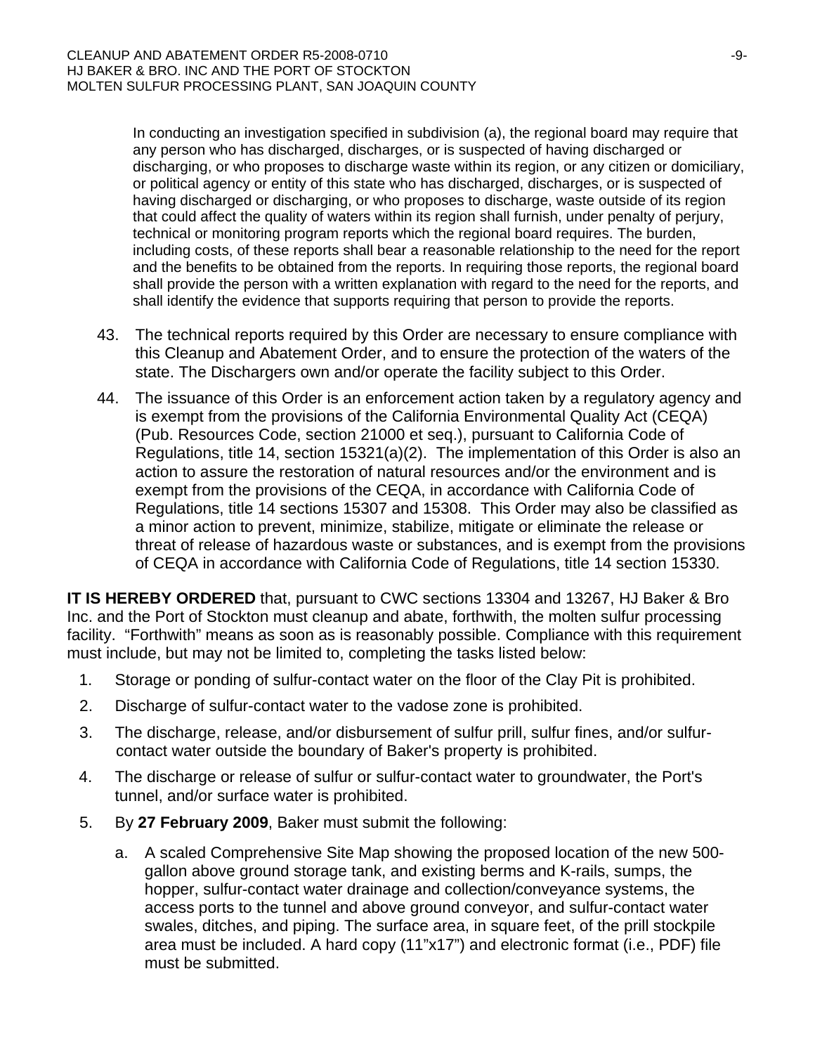In conducting an investigation specified in subdivision (a), the regional board may require that any person who has discharged, discharges, or is suspected of having discharged or discharging, or who proposes to discharge waste within its region, or any citizen or domiciliary, or political agency or entity of this state who has discharged, discharges, or is suspected of having discharged or discharging, or who proposes to discharge, waste outside of its region that could affect the quality of waters within its region shall furnish, under penalty of perjury, technical or monitoring program reports which the regional board requires. The burden, including costs, of these reports shall bear a reasonable relationship to the need for the report and the benefits to be obtained from the reports. In requiring those reports, the regional board shall provide the person with a written explanation with regard to the need for the reports, and shall identify the evidence that supports requiring that person to provide the reports.

43. The technical reports required by this Order are necessary to ensure compliance with this Cleanup and Abatement Order, and to ensure the protection of the waters of the state. The Dischargers own and/or operate the facility subject to this Order.

44. The issuance of this Order is an enforcement action taken by a regulatory agency and is exempt from the provisions of the California Environmental Quality Act (CEQA) (Pub. Resources Code, section 21000 et seq.), pursuant to California Code of Regulations, title 14, section 15321(a)(2). The implementation of this Order is also an action to assure the restoration of natural resources and/or the environment and is exempt from the provisions of the CEQA, in accordance with California Code of Regulations, title 14 sections 15307 and 15308. This Order may also be classified as a minor action to prevent, minimize, stabilize, mitigate or eliminate the release or threat of release of hazardous waste or substances, and is exempt from the provisions of CEQA in accordance with California Code of Regulations, title 14 section 15330.

**IT IS HEREBY ORDERED** that, pursuant to CWC sections 13304 and 13267, HJ Baker & Bro Inc. and the Port of Stockton must cleanup and abate, forthwith, the molten sulfur processing facility. "Forthwith" means as soon as is reasonably possible. Compliance with this requirement must include, but may not be limited to, completing the tasks listed below:

1. Storage or ponding of sulfur-contact water on the floor of the Clay Pit is prohibited.
2. Discharge of sulfur-contact water to the vadose zone is prohibited.
3. The discharge, release, and/or disbursement of sulfur prill, sulfur fines, and/or sulfur-contact water outside the boundary of Baker's property is prohibited.
4. The discharge or release of sulfur or sulfur-contact water to groundwater, the Port's tunnel, and/or surface water is prohibited.
5. By **27 February 2009**, Baker must submit the following:

   a. A scaled Comprehensive Site Map showing the proposed location of the new 500-gallon above ground storage tank, and existing berms and K-rails, sumps, the hopper, sulfur-contact water drainage and collection/conveyance systems, the access ports to the tunnel and above ground conveyor, and sulfur-contact water swales, ditches, and piping. The surface area, in square feet, of the prill stockpile area must be included. A hard copy (11"x17") and electronic format (i.e., PDF) file must be submitted.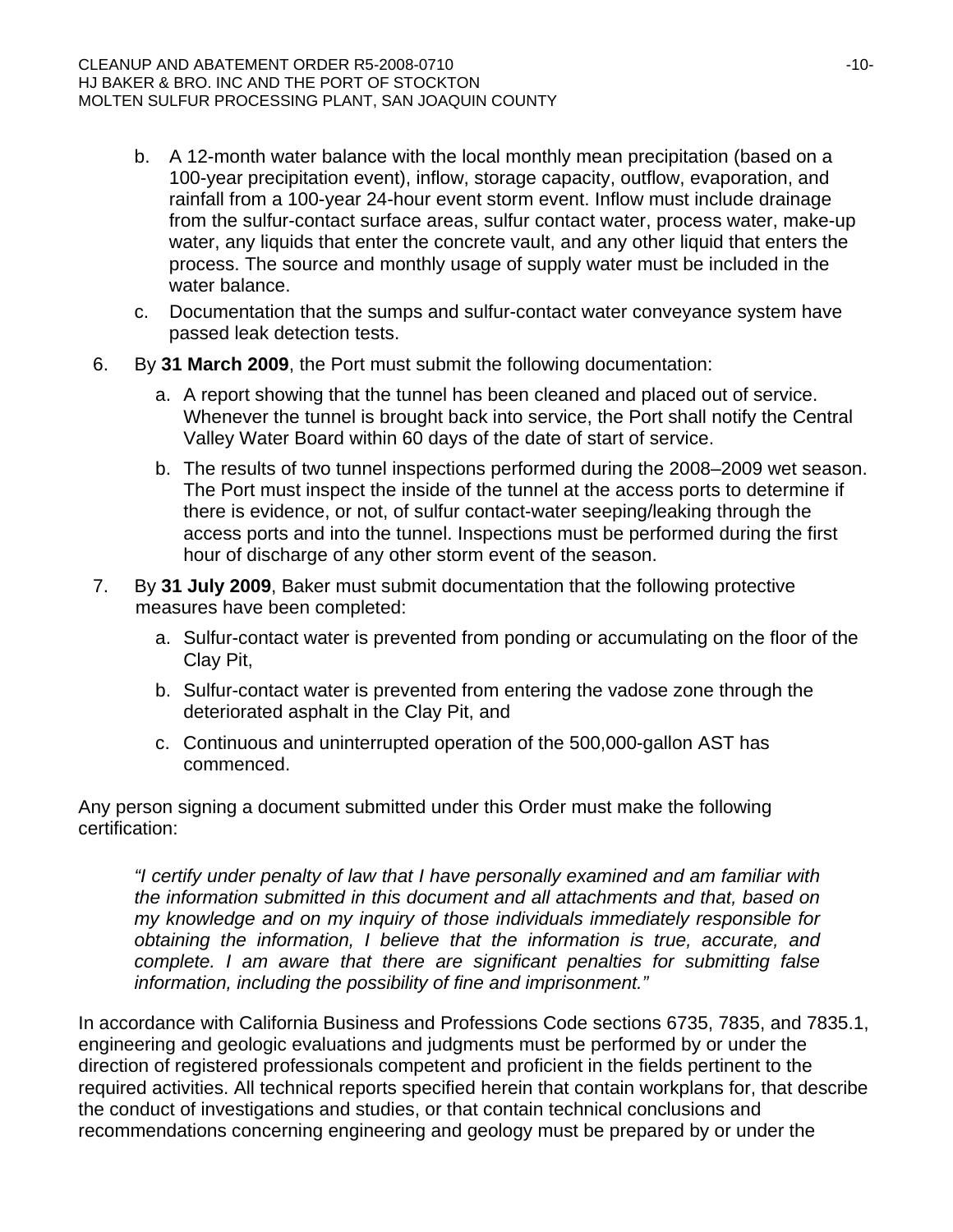b. A 12-month water balance with the local monthly mean precipitation (based on a 100-year precipitation event), inflow, storage capacity, outflow, evaporation, and rainfall from a 100-year 24-hour event storm event. Inflow must include drainage from the sulfur-contact surface areas, sulfur contact water, process water, make-up water, any liquids that enter the concrete vault, and any other liquid that enters the process. The source and monthly usage of supply water must be included in the water balance.

c. Documentation that the sumps and sulfur-contact water conveyance system have passed leak detection tests.

6. By **31 March 2009**, the Port must submit the following documentation:

   a. A report showing that the tunnel has been cleaned and placed out of service. Whenever the tunnel is brought back into service, the Port shall notify the Central Valley Water Board within 60 days of the date of start of service.

   b. The results of two tunnel inspections performed during the 2008–2009 wet season. The Port must inspect the inside of the tunnel at the access ports to determine if there is evidence, or not, of sulfur contact-water seeping/leaking through the access ports and into the tunnel. Inspections must be performed during the first hour of discharge of any other storm event of the season.

7. By **31 July 2009**, Baker must submit documentation that the following protective measures have been completed:

   a. Sulfur-contact water is prevented from ponding or accumulating on the floor of the Clay Pit,

   b. Sulfur-contact water is prevented from entering the vadose zone through the deteriorated asphalt in the Clay Pit, and

   c. Continuous and uninterrupted operation of the 500,000-gallon AST has commenced.

Any person signing a document submitted under this Order must make the following certification:

> *"I certify under penalty of law that I have personally examined and am familiar with the information submitted in this document and all attachments and that, based on my knowledge and on my inquiry of those individuals immediately responsible for obtaining the information, I believe that the information is true, accurate, and complete. I am aware that there are significant penalties for submitting false information, including the possibility of fine and imprisonment."*

In accordance with California Business and Professions Code sections 6735, 7835, and 7835.1, engineering and geologic evaluations and judgments must be performed by or under the direction of registered professionals competent and proficient in the fields pertinent to the required activities. All technical reports specified herein that contain workplans for, that describe the conduct of investigations and studies, or that contain technical conclusions and recommendations concerning engineering and geology must be prepared by or under the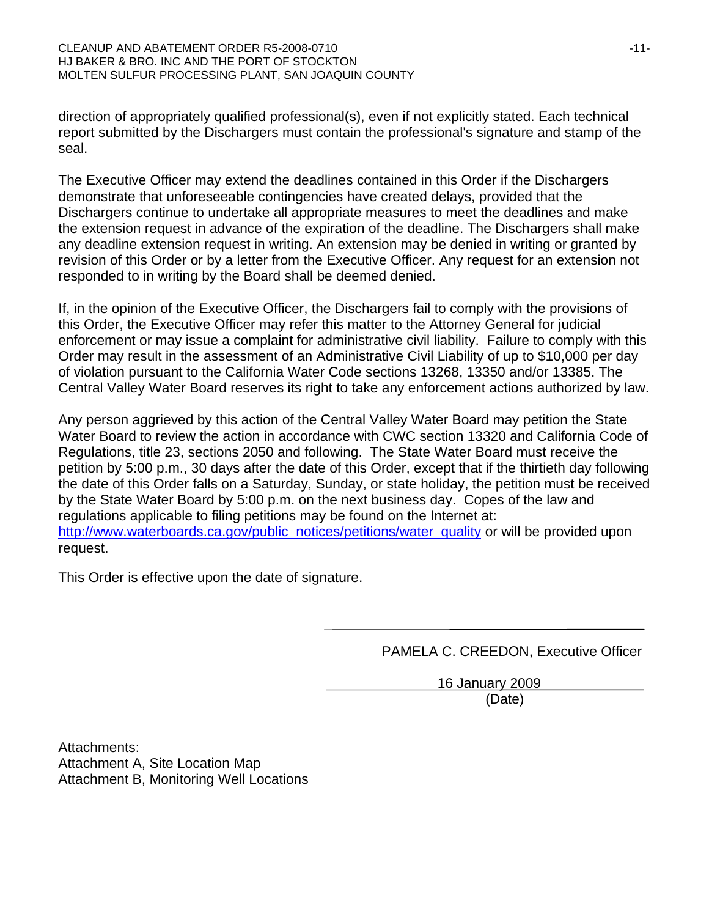direction of appropriately qualified professional(s), even if not explicitly stated. Each technical report submitted by the Dischargers must contain the professional's signature and stamp of the seal.

The Executive Officer may extend the deadlines contained in this Order if the Dischargers demonstrate that unforeseeable contingencies have created delays, provided that the Dischargers continue to undertake all appropriate measures to meet the deadlines and make the extension request in advance of the expiration of the deadline. The Dischargers shall make any deadline extension request in writing. An extension may be denied in writing or granted by revision of this Order or by a letter from the Executive Officer. Any request for an extension not responded to in writing by the Board shall be deemed denied.

If, in the opinion of the Executive Officer, the Dischargers fail to comply with the provisions of this Order, the Executive Officer may refer this matter to the Attorney General for judicial enforcement or may issue a complaint for administrative civil liability. Failure to comply with this Order may result in the assessment of an Administrative Civil Liability of up to $10,000 per day of violation pursuant to the California Water Code sections 13268, 13350 and/or 13385. The Central Valley Water Board reserves its right to take any enforcement actions authorized by law.

Any person aggrieved by this action of the Central Valley Water Board may petition the State Water Board to review the action in accordance with CWC section 13320 and California Code of Regulations, title 23, sections 2050 and following. The State Water Board must receive the petition by 5:00 p.m., 30 days after the date of this Order, except that if the thirtieth day following the date of this Order falls on a Saturday, Sunday, or state holiday, the petition must be received by the State Water Board by 5:00 p.m. on the next business day. Copes of the law and regulations applicable to filing petitions may be found on the Internet at: [http://www.waterboards.ca.gov/public_notices/petitions/water_quality](http://www.waterboards.ca.gov/public_notices/petitions/water_quality) or will be provided upon request.

This Order is effective upon the date of signature.

PAMELA C. CREEDON, Executive Officer

16 January 2009
(Date)

Attachments:
Attachment A, Site Location Map
Attachment B, Monitoring Well Locations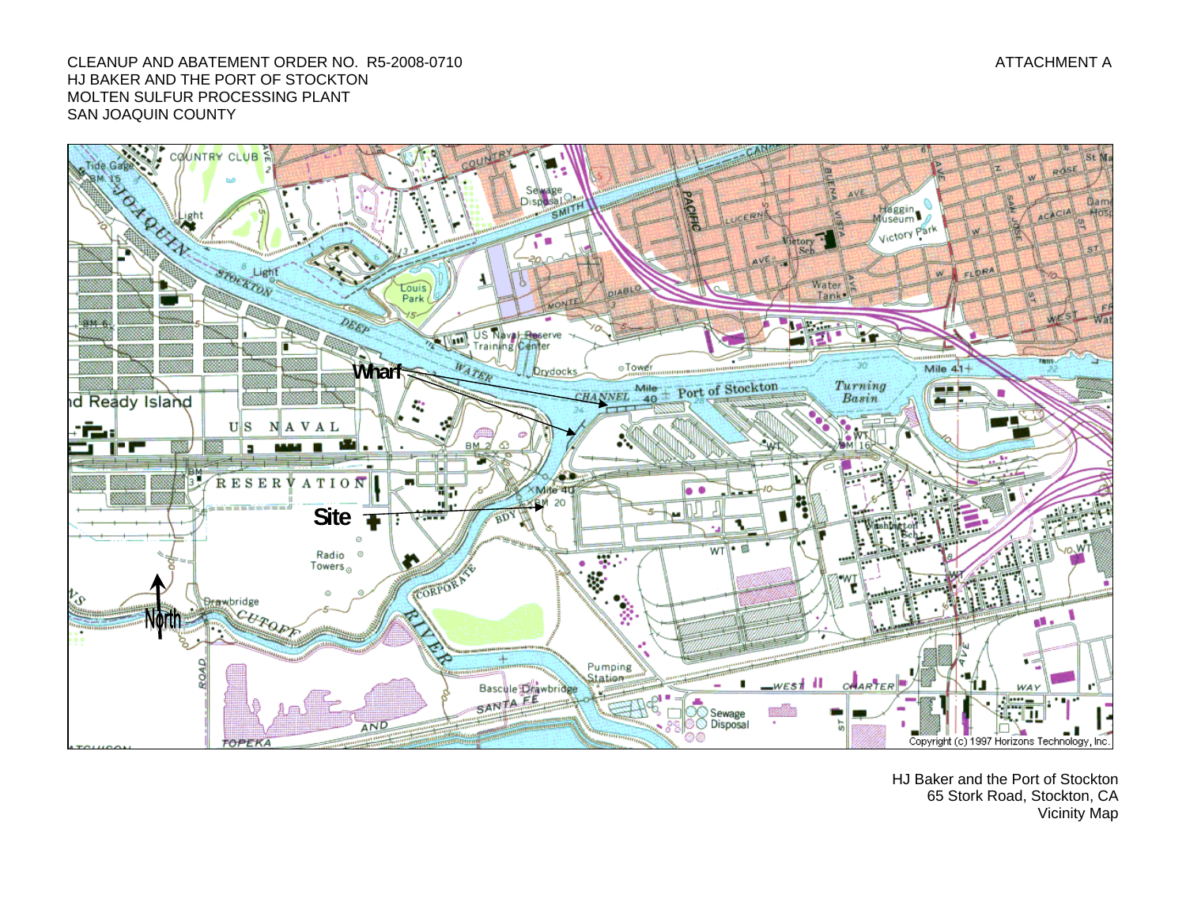CLEANUP AND ABATEMENT ORDER NO. R5-2008-0710
HJ BAKER AND THE PORT OF STOCKTON
MOLTEN SULFUR PROCESSING PLANT
SAN JOAQUIN COUNTY

ATTACHMENT A

Wharf

Site

North

Copyright (c) 1997 Horizons Technology, Inc.

HJ Baker and the Port of Stockton
65 Stork Road, Stockton, CA
Vicinity Map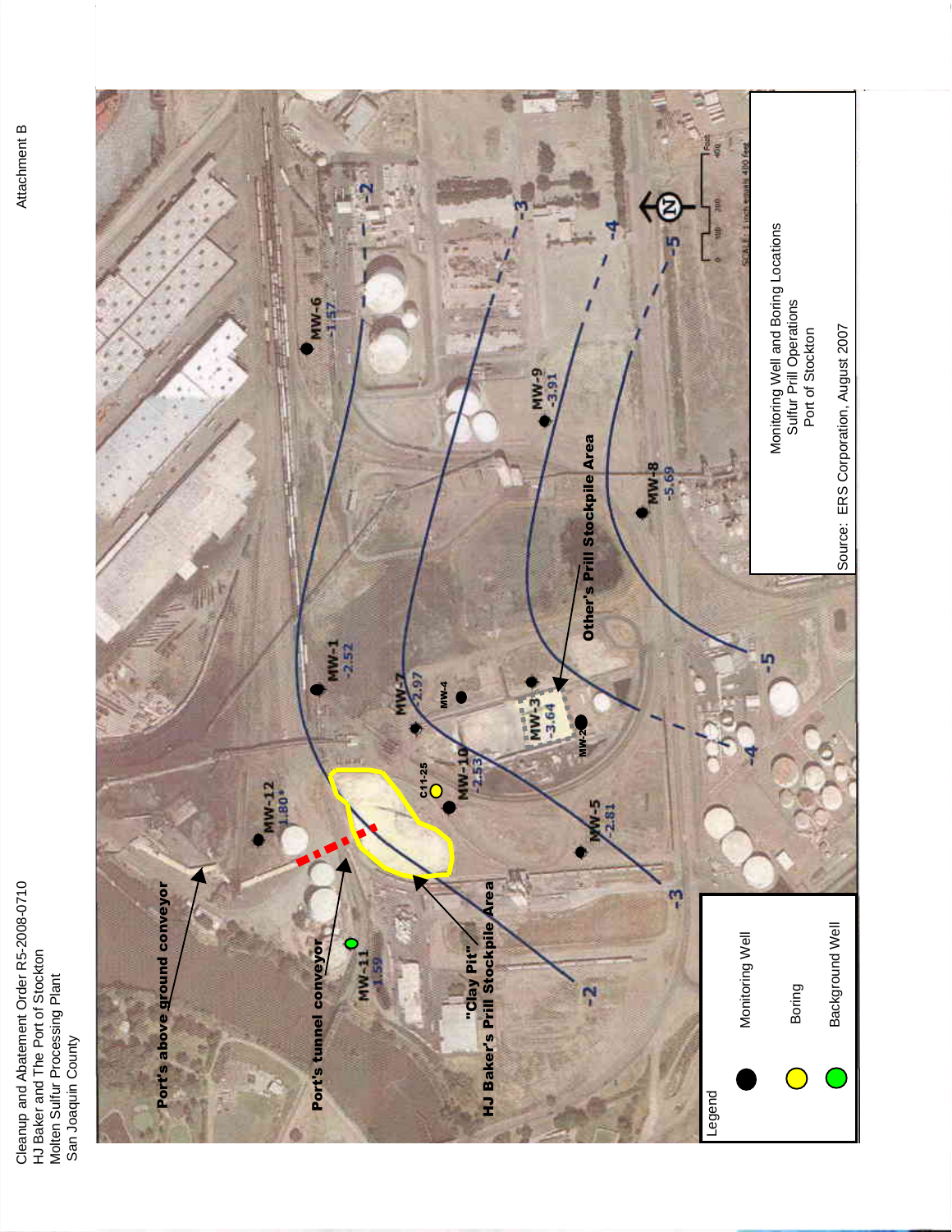Cleanup and Abatement Order R5-2008-0710
HJ Baker and The Port of Stockton
Molten Sulfur Processing Plant
San Joaquin County

Attachment B

Port's above ground conveyor

Port's tunnel conveyor

HJ Baker's Prill Stockpile Area

"Clay Pit"

Other's Prill Stockpile Area

MW-12
1.80*

MW-11
1.59

MW-6
-1.57

MW-1
-2.52

MW-7
-2.97

MW-4

MW-10
-2.53

C11-25

MW-3
-3.64

MW-2

MW-5
-2.81

MW-9
-3.91

MW-8
-5.69

-2

-3

-4

-5

Legend

Monitoring Well

Boring

Background Well

N

SCALE: 1 inch equals 400 feet

0 100 200 400 Feet

Monitoring Well and Boring Locations
Sulfur Prill Operations
Port of Stockton

Source: ERS Corporation, August 2007